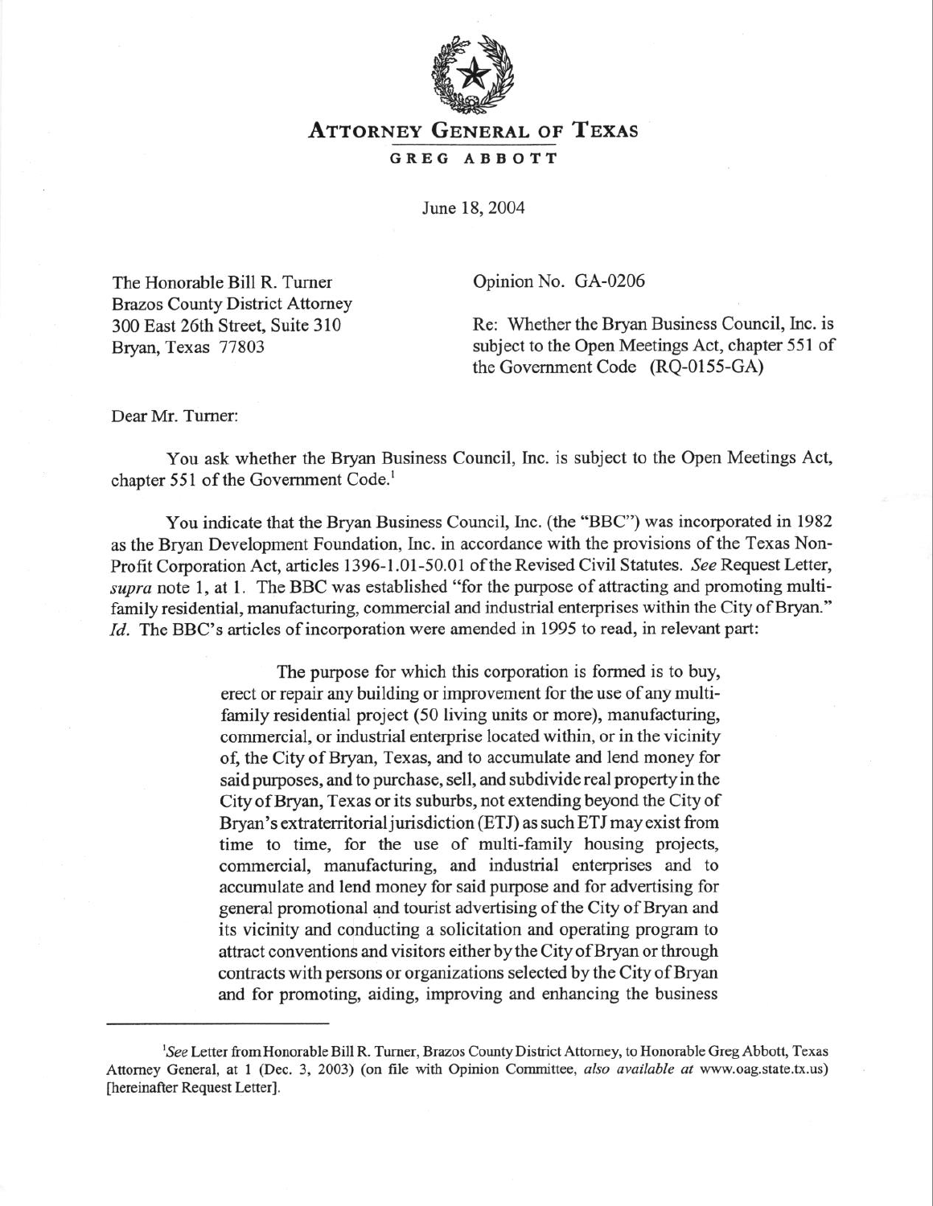# ATTORNEY GENERAL OF TEXAS

## GREG ABBOTT

June 18, 2004

The Honorable Bill R. Turner
Brazos County District Attorney
300 East 26th Street, Suite 310
Bryan, Texas 77803

Opinion No. GA-0206

Re: Whether the Bryan Business Council, Inc. is subject to the Open Meetings Act, chapter 551 of the Government Code (RQ-0155-GA)

Dear Mr. Turner:

You ask whether the Bryan Business Council, Inc. is subject to the Open Meetings Act, chapter 551 of the Government Code.[1]

You indicate that the Bryan Business Council, Inc. (the "BBC") was incorporated in 1982 as the Bryan Development Foundation, Inc. in accordance with the provisions of the Texas Non-Profit Corporation Act, articles 1396-1.01-50.01 of the Revised Civil Statutes. *See* Request Letter, *supra* note 1, at 1. The BBC was established "for the purpose of attracting and promoting multi-family residential, manufacturing, commercial and industrial enterprises within the City of Bryan." *Id.* The BBC's articles of incorporation were amended in 1995 to read, in relevant part:

> The purpose for which this corporation is formed is to buy, erect or repair any building or improvement for the use of any multi-family residential project (50 living units or more), manufacturing, commercial, or industrial enterprise located within, or in the vicinity of, the City of Bryan, Texas, and to accumulate and lend money for said purposes, and to purchase, sell, and subdivide real property in the City of Bryan, Texas or its suburbs, not extending beyond the City of Bryan's extraterritorial jurisdiction (ETJ) as such ETJ may exist from time to time, for the use of multi-family housing projects, commercial, manufacturing, and industrial enterprises and to accumulate and lend money for said purpose and for advertising for general promotional and tourist advertising of the City of Bryan and its vicinity and conducting a solicitation and operating program to attract conventions and visitors either by the City of Bryan or through contracts with persons or organizations selected by the City of Bryan and for promoting, aiding, improving and enhancing the business

---

[1] *See* Letter from Honorable Bill R. Turner, Brazos County District Attorney, to Honorable Greg Abbott, Texas Attorney General, at 1 (Dec. 3, 2003) (on file with Opinion Committee, *also available at* www.oag.state.tx.us) [hereinafter Request Letter].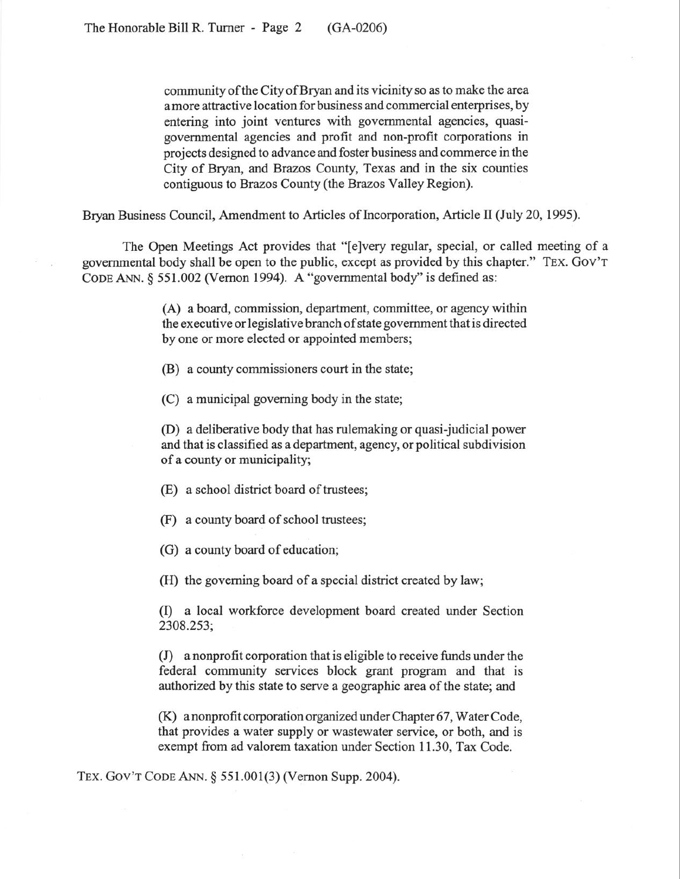> community of the City of Bryan and its vicinity so as to make the area a more attractive location for business and commercial enterprises, by entering into joint ventures with governmental agencies, quasi-governmental agencies and profit and non-profit corporations in projects designed to advance and foster business and commerce in the City of Bryan, and Brazos County, Texas and in the six counties contiguous to Brazos County (the Brazos Valley Region).

Bryan Business Council, Amendment to Articles of Incorporation, Article II (July 20, 1995).

The Open Meetings Act provides that "[e]very regular, special, or called meeting of a governmental body shall be open to the public, except as provided by this chapter." TEX. GOV'T CODE ANN. § 551.002 (Vernon 1994). A "governmental body" is defined as:

> (A) a board, commission, department, committee, or agency within the executive or legislative branch of state government that is directed by one or more elected or appointed members;
>
> (B) a county commissioners court in the state;
>
> (C) a municipal governing body in the state;
>
> (D) a deliberative body that has rulemaking or quasi-judicial power and that is classified as a department, agency, or political subdivision of a county or municipality;
>
> (E) a school district board of trustees;
>
> (F) a county board of school trustees;
>
> (G) a county board of education;
>
> (H) the governing board of a special district created by law;
>
> (I) a local workforce development board created under Section 2308.253;
>
> (J) a nonprofit corporation that is eligible to receive funds under the federal community services block grant program and that is authorized by this state to serve a geographic area of the state; and
>
> (K) a nonprofit corporation organized under Chapter 67, Water Code, that provides a water supply or wastewater service, or both, and is exempt from ad valorem taxation under Section 11.30, Tax Code.

TEX. GOV'T CODE ANN. § 551.001(3) (Vernon Supp. 2004).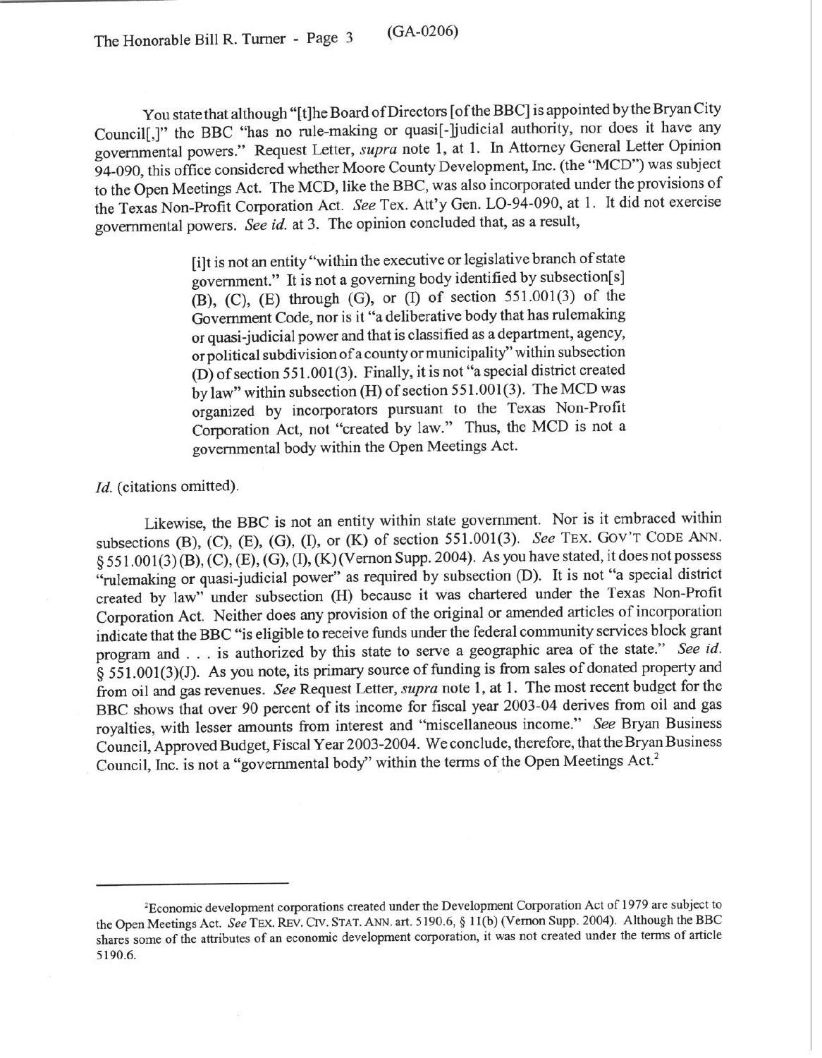You state that although "[t]he Board of Directors [of the BBC] is appointed by the Bryan City Council[,]" the BBC "has no rule-making or quasi[-]judicial authority, nor does it have any governmental powers." Request Letter, *supra* note 1, at 1. In Attorney General Letter Opinion 94-090, this office considered whether Moore County Development, Inc. (the "MCD") was subject to the Open Meetings Act. The MCD, like the BBC, was also incorporated under the provisions of the Texas Non-Profit Corporation Act. *See* Tex. Att'y Gen. LO-94-090, at 1. It did not exercise governmental powers. *See id.* at 3. The opinion concluded that, as a result,

> [i]t is not an entity "within the executive or legislative branch of state government." It is not a governing body identified by subsection[s] (B), (C), (E) through (G), or (I) of section 551.001(3) of the Government Code, nor is it "a deliberative body that has rulemaking or quasi-judicial power and that is classified as a department, agency, or political subdivision of a county or municipality" within subsection (D) of section 551.001(3). Finally, it is not "a special district created by law" within subsection (H) of section 551.001(3). The MCD was organized by incorporators pursuant to the Texas Non-Profit Corporation Act, not "created by law." Thus, the MCD is not a governmental body within the Open Meetings Act.

*Id.* (citations omitted).

Likewise, the BBC is not an entity within state government. Nor is it embraced within subsections (B), (C), (E), (G), (I), or (K) of section 551.001(3). *See* TEX. GOV'T CODE ANN. § 551.001(3)(B), (C), (E), (G), (I), (K) (Vernon Supp. 2004). As you have stated, it does not possess "rulemaking or quasi-judicial power" as required by subsection (D). It is not "a special district created by law" under subsection (H) because it was chartered under the Texas Non-Profit Corporation Act. Neither does any provision of the original or amended articles of incorporation indicate that the BBC "is eligible to receive funds under the federal community services block grant program and . . . is authorized by this state to serve a geographic area of the state." *See id.* § 551.001(3)(J). As you note, its primary source of funding is from sales of donated property and from oil and gas revenues. *See* Request Letter, *supra* note 1, at 1. The most recent budget for the BBC shows that over 90 percent of its income for fiscal year 2003-04 derives from oil and gas royalties, with lesser amounts from interest and "miscellaneous income." *See* Bryan Business Council, Approved Budget, Fiscal Year 2003-2004. We conclude, therefore, that the Bryan Business Council, Inc. is not a "governmental body" within the terms of the Open Meetings Act.[2]

---

[2]Economic development corporations created under the Development Corporation Act of 1979 are subject to the Open Meetings Act. *See* TEX. REV. CIV. STAT. ANN. art. 5190.6, § 11(b) (Vernon Supp. 2004). Although the BBC shares some of the attributes of an economic development corporation, it was not created under the terms of article 5190.6.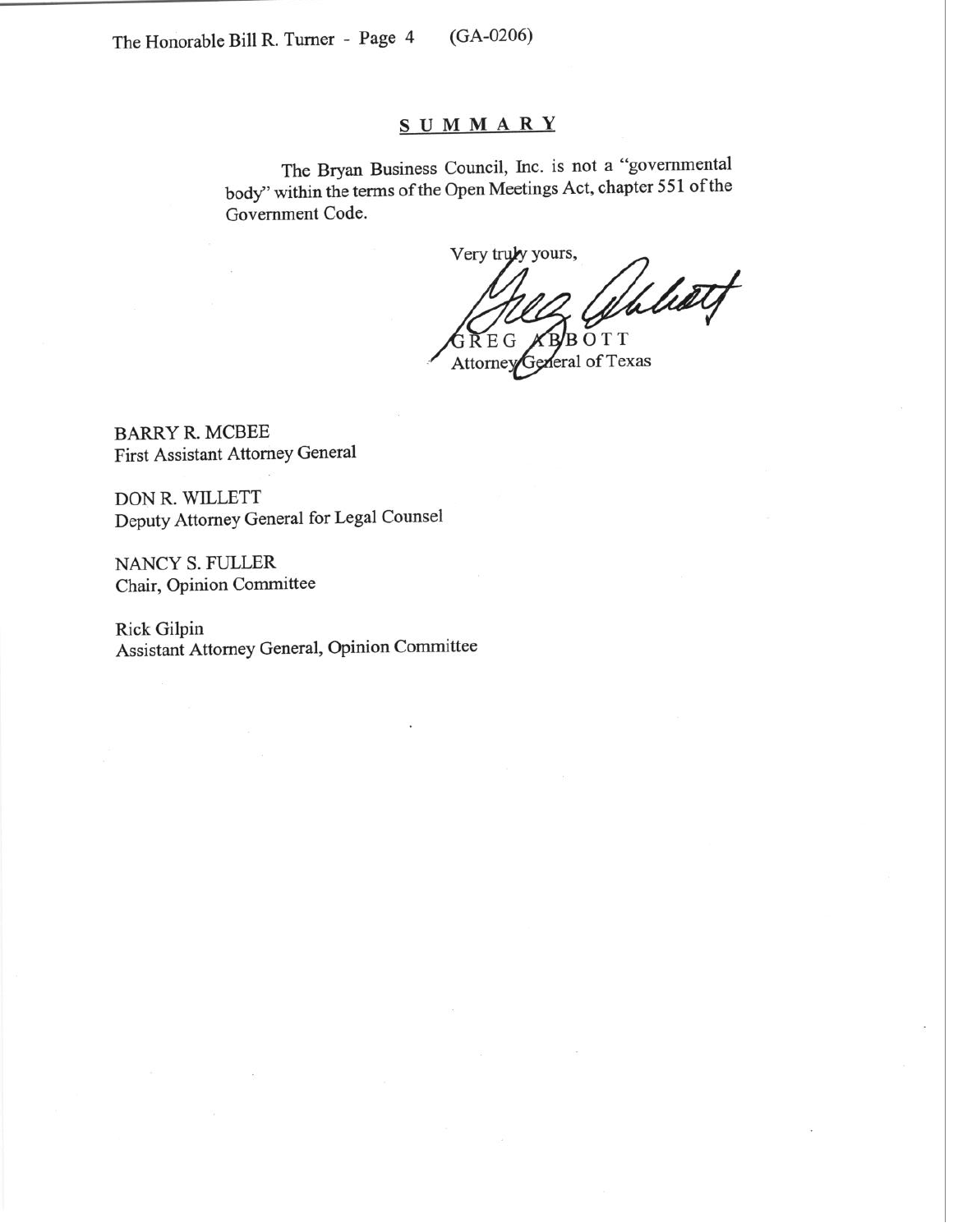## SUMMARY

The Bryan Business Council, Inc. is not a "governmental body" within the terms of the Open Meetings Act, chapter 551 of the Government Code.

Very truly yours,

GREG ABBOTT
Attorney General of Texas

BARRY R. MCBEE
First Assistant Attorney General

DON R. WILLETT
Deputy Attorney General for Legal Counsel

NANCY S. FULLER
Chair, Opinion Committee

Rick Gilpin
Assistant Attorney General, Opinion Committee